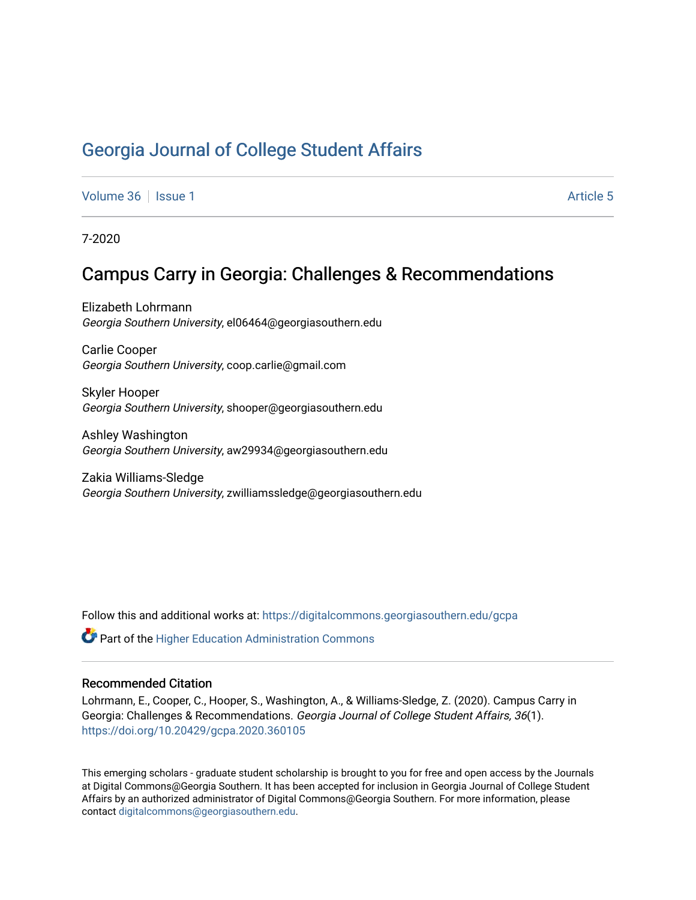# Georgia Journal of College Student Affairs

Volume 36 | Issue 1 | Article 5

7-2020

## Campus Carry in Georgia: Challenges & Recommendations

Elizabeth Lohrmann
*Georgia Southern University*, el06464@georgiasouthern.edu

Carlie Cooper
*Georgia Southern University*, coop.carlie@gmail.com

Skyler Hooper
*Georgia Southern University*, shooper@georgiasouthern.edu

Ashley Washington
*Georgia Southern University*, aw29934@georgiasouthern.edu

Zakia Williams-Sledge
*Georgia Southern University*, zwilliamssledge@georgiasouthern.edu

Follow this and additional works at: https://digitalcommons.georgiasouthern.edu/gcpa

Part of the Higher Education Administration Commons

### Recommended Citation

Lohrmann, E., Cooper, C., Hooper, S., Washington, A., & Williams-Sledge, Z. (2020). Campus Carry in Georgia: Challenges & Recommendations. *Georgia Journal of College Student Affairs, 36*(1). https://doi.org/10.20429/gcpa.2020.360105

This emerging scholars - graduate student scholarship is brought to you for free and open access by the Journals at Digital Commons@Georgia Southern. It has been accepted for inclusion in Georgia Journal of College Student Affairs by an authorized administrator of Digital Commons@Georgia Southern. For more information, please contact digitalcommons@georgiasouthern.edu.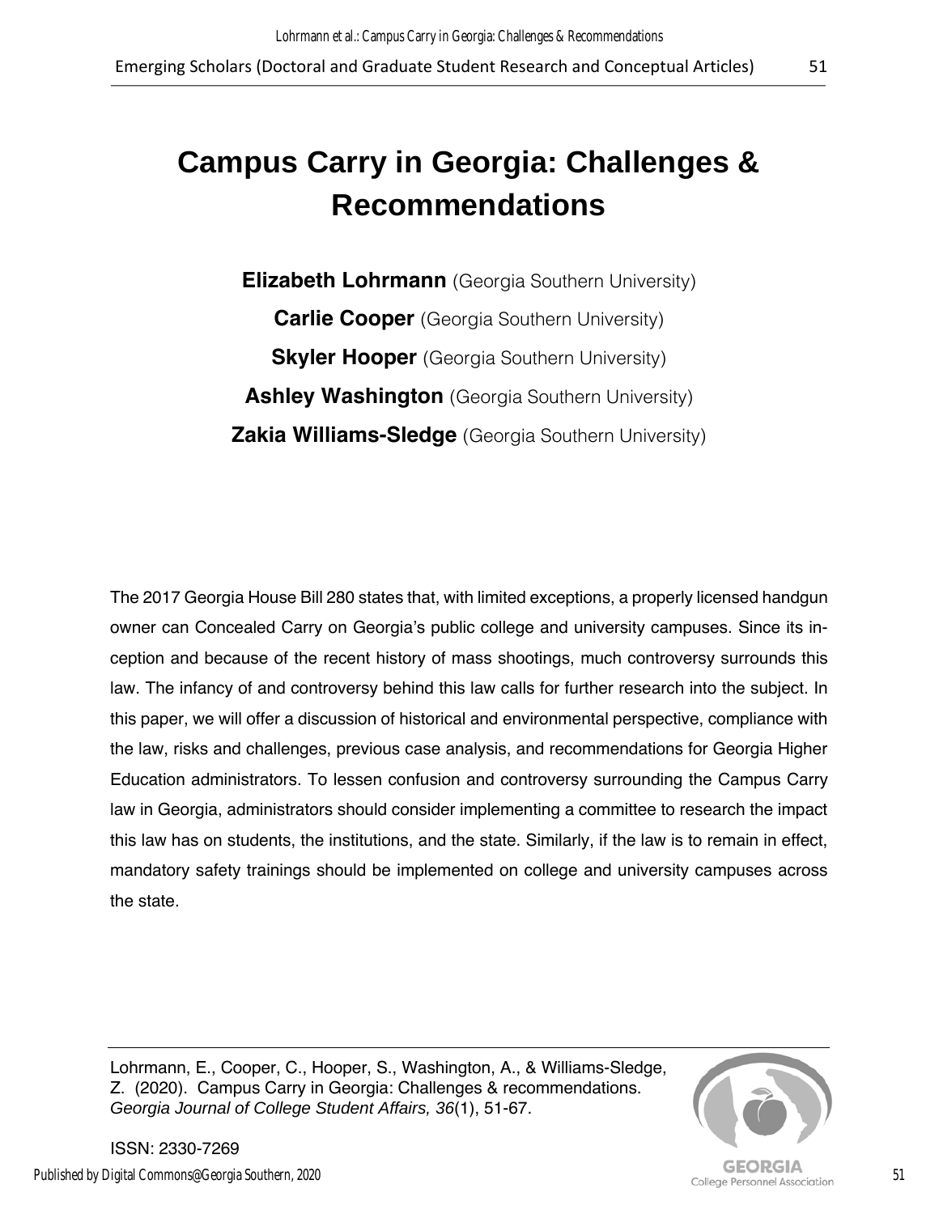# Campus Carry in Georgia: Challenges & Recommendations

**Elizabeth Lohrmann** (Georgia Southern University)

**Carlie Cooper** (Georgia Southern University)

**Skyler Hooper** (Georgia Southern University)

**Ashley Washington** (Georgia Southern University)

**Zakia Williams-Sledge** (Georgia Southern University)

The 2017 Georgia House Bill 280 states that, with limited exceptions, a properly licensed handgun owner can Concealed Carry on Georgia's public college and university campuses. Since its inception and because of the recent history of mass shootings, much controversy surrounds this law. The infancy of and controversy behind this law calls for further research into the subject. In this paper, we will offer a discussion of historical and environmental perspective, compliance with the law, risks and challenges, previous case analysis, and recommendations for Georgia Higher Education administrators. To lessen confusion and controversy surrounding the Campus Carry law in Georgia, administrators should consider implementing a committee to research the impact this law has on students, the institutions, and the state. Similarly, if the law is to remain in effect, mandatory safety trainings should be implemented on college and university campuses across the state.

Lohrmann, E., Cooper, C., Hooper, S., Washington, A., & Williams-Sledge, Z. (2020). Campus Carry in Georgia: Challenges & recommendations. *Georgia Journal of College Student Affairs, 36*(1), 51-67.

ISSN: 2330-7269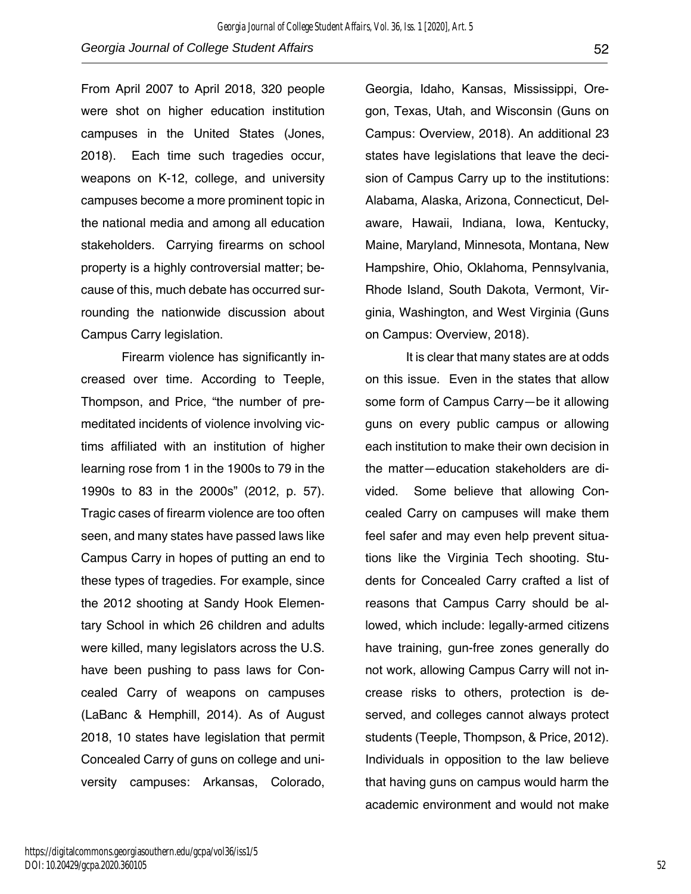From April 2007 to April 2018, 320 people were shot on higher education institution campuses in the United States (Jones, 2018). Each time such tragedies occur, weapons on K-12, college, and university campuses become a more prominent topic in the national media and among all education stakeholders. Carrying firearms on school property is a highly controversial matter; because of this, much debate has occurred surrounding the nationwide discussion about Campus Carry legislation.

Firearm violence has significantly increased over time. According to Teeple, Thompson, and Price, "the number of premeditated incidents of violence involving victims affiliated with an institution of higher learning rose from 1 in the 1900s to 79 in the 1990s to 83 in the 2000s" (2012, p. 57). Tragic cases of firearm violence are too often seen, and many states have passed laws like Campus Carry in hopes of putting an end to these types of tragedies. For example, since the 2012 shooting at Sandy Hook Elementary School in which 26 children and adults were killed, many legislators across the U.S. have been pushing to pass laws for Concealed Carry of weapons on campuses (LaBanc & Hemphill, 2014). As of August 2018, 10 states have legislation that permit Concealed Carry of guns on college and university campuses: Arkansas, Colorado, Georgia, Idaho, Kansas, Mississippi, Oregon, Texas, Utah, and Wisconsin (Guns on Campus: Overview, 2018). An additional 23 states have legislations that leave the decision of Campus Carry up to the institutions: Alabama, Alaska, Arizona, Connecticut, Delaware, Hawaii, Indiana, Iowa, Kentucky, Maine, Maryland, Minnesota, Montana, New Hampshire, Ohio, Oklahoma, Pennsylvania, Rhode Island, South Dakota, Vermont, Virginia, Washington, and West Virginia (Guns on Campus: Overview, 2018).

It is clear that many states are at odds on this issue. Even in the states that allow some form of Campus Carry—be it allowing guns on every public campus or allowing each institution to make their own decision in the matter—education stakeholders are divided. Some believe that allowing Concealed Carry on campuses will make them feel safer and may even help prevent situations like the Virginia Tech shooting. Students for Concealed Carry crafted a list of reasons that Campus Carry should be allowed, which include: legally-armed citizens have training, gun-free zones generally do not work, allowing Campus Carry will not increase risks to others, protection is deserved, and colleges cannot always protect students (Teeple, Thompson, & Price, 2012). Individuals in opposition to the law believe that having guns on campus would harm the academic environment and would not make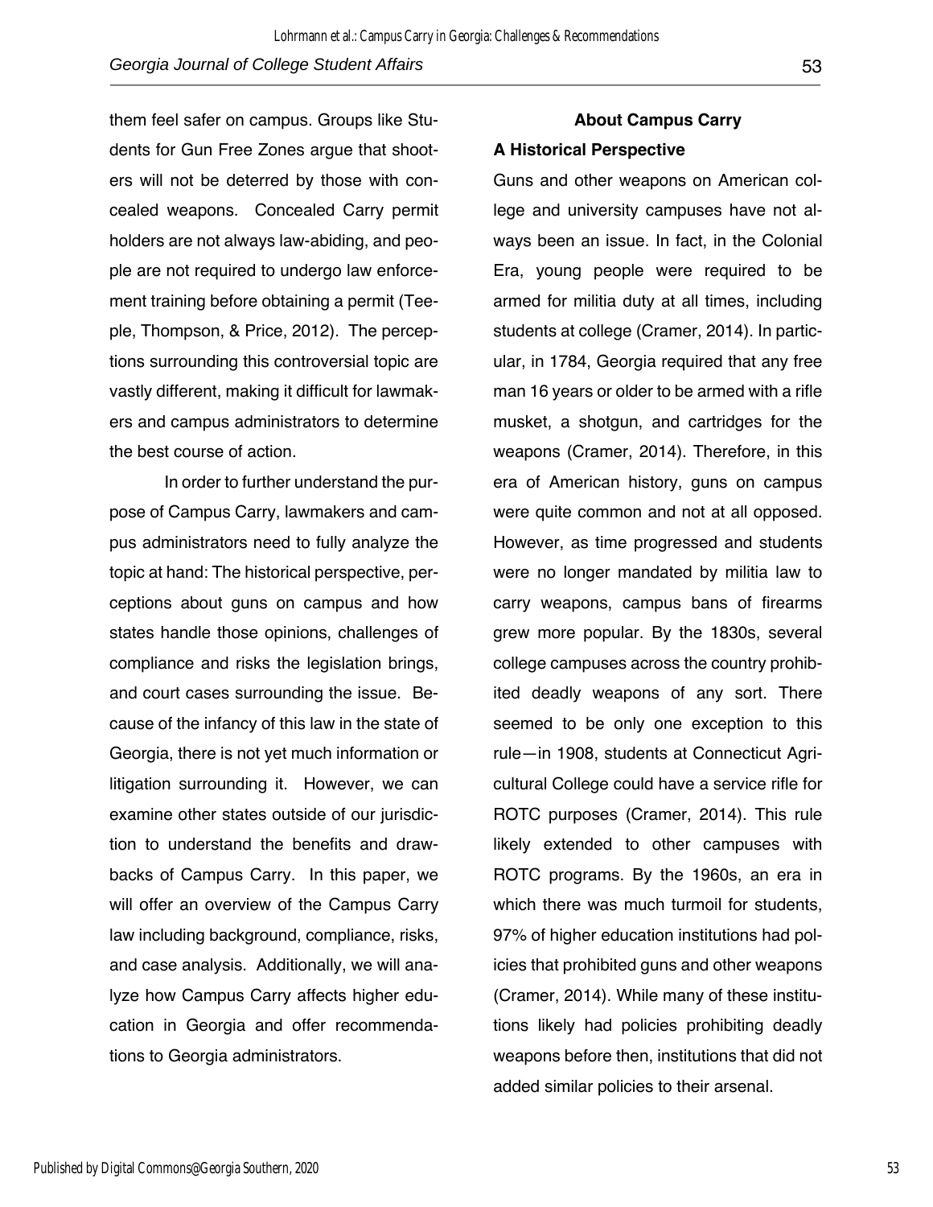them feel safer on campus. Groups like Students for Gun Free Zones argue that shooters will not be deterred by those with concealed weapons. Concealed Carry permit holders are not always law-abiding, and people are not required to undergo law enforcement training before obtaining a permit (Teeple, Thompson, & Price, 2012). The perceptions surrounding this controversial topic are vastly different, making it difficult for lawmakers and campus administrators to determine the best course of action.

In order to further understand the purpose of Campus Carry, lawmakers and campus administrators need to fully analyze the topic at hand: The historical perspective, perceptions about guns on campus and how states handle those opinions, challenges of compliance and risks the legislation brings, and court cases surrounding the issue. Because of the infancy of this law in the state of Georgia, there is not yet much information or litigation surrounding it. However, we can examine other states outside of our jurisdiction to understand the benefits and drawbacks of Campus Carry. In this paper, we will offer an overview of the Campus Carry law including background, compliance, risks, and case analysis. Additionally, we will analyze how Campus Carry affects higher education in Georgia and offer recommendations to Georgia administrators.

## About Campus Carry

### A Historical Perspective

Guns and other weapons on American college and university campuses have not always been an issue. In fact, in the Colonial Era, young people were required to be armed for militia duty at all times, including students at college (Cramer, 2014). In particular, in 1784, Georgia required that any free man 16 years or older to be armed with a rifle musket, a shotgun, and cartridges for the weapons (Cramer, 2014). Therefore, in this era of American history, guns on campus were quite common and not at all opposed. However, as time progressed and students were no longer mandated by militia law to carry weapons, campus bans of firearms grew more popular. By the 1830s, several college campuses across the country prohibited deadly weapons of any sort. There seemed to be only one exception to this rule—in 1908, students at Connecticut Agricultural College could have a service rifle for ROTC purposes (Cramer, 2014). This rule likely extended to other campuses with ROTC programs. By the 1960s, an era in which there was much turmoil for students, 97% of higher education institutions had policies that prohibited guns and other weapons (Cramer, 2014). While many of these institutions likely had policies prohibiting deadly weapons before then, institutions that did not added similar policies to their arsenal.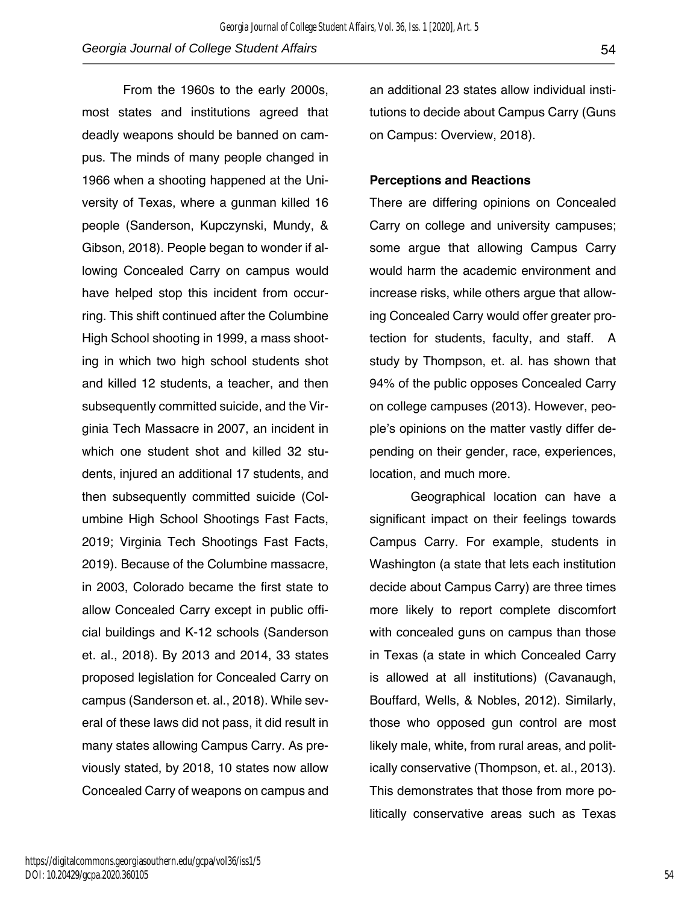From the 1960s to the early 2000s, most states and institutions agreed that deadly weapons should be banned on campus. The minds of many people changed in 1966 when a shooting happened at the University of Texas, where a gunman killed 16 people (Sanderson, Kupczynski, Mundy, & Gibson, 2018). People began to wonder if allowing Concealed Carry on campus would have helped stop this incident from occurring. This shift continued after the Columbine High School shooting in 1999, a mass shooting in which two high school students shot and killed 12 students, a teacher, and then subsequently committed suicide, and the Virginia Tech Massacre in 2007, an incident in which one student shot and killed 32 students, injured an additional 17 students, and then subsequently committed suicide (Columbine High School Shootings Fast Facts, 2019; Virginia Tech Shootings Fast Facts, 2019). Because of the Columbine massacre, in 2003, Colorado became the first state to allow Concealed Carry except in public official buildings and K-12 schools (Sanderson et. al., 2018). By 2013 and 2014, 33 states proposed legislation for Concealed Carry on campus (Sanderson et. al., 2018). While several of these laws did not pass, it did result in many states allowing Campus Carry. As previously stated, by 2018, 10 states now allow Concealed Carry of weapons on campus and an additional 23 states allow individual institutions to decide about Campus Carry (Guns on Campus: Overview, 2018).

### Perceptions and Reactions

There are differing opinions on Concealed Carry on college and university campuses; some argue that allowing Campus Carry would harm the academic environment and increase risks, while others argue that allowing Concealed Carry would offer greater protection for students, faculty, and staff. A study by Thompson, et. al. has shown that 94% of the public opposes Concealed Carry on college campuses (2013). However, people's opinions on the matter vastly differ depending on their gender, race, experiences, location, and much more.

Geographical location can have a significant impact on their feelings towards Campus Carry. For example, students in Washington (a state that lets each institution decide about Campus Carry) are three times more likely to report complete discomfort with concealed guns on campus than those in Texas (a state in which Concealed Carry is allowed at all institutions) (Cavanaugh, Bouffard, Wells, & Nobles, 2012). Similarly, those who opposed gun control are most likely male, white, from rural areas, and politically conservative (Thompson, et. al., 2013). This demonstrates that those from more politically conservative areas such as Texas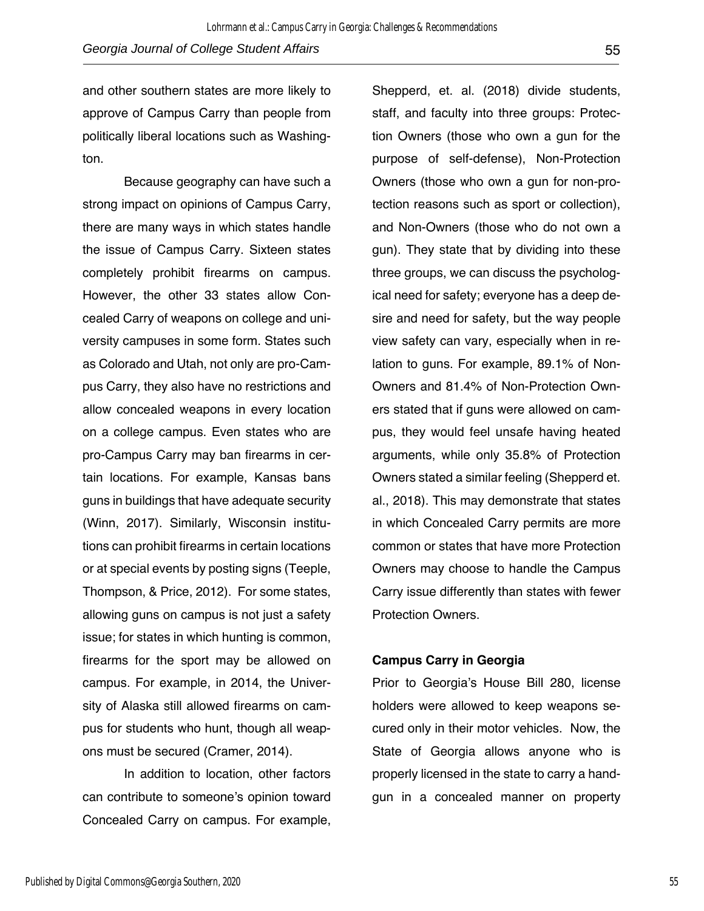and other southern states are more likely to approve of Campus Carry than people from politically liberal locations such as Washington.

Because geography can have such a strong impact on opinions of Campus Carry, there are many ways in which states handle the issue of Campus Carry. Sixteen states completely prohibit firearms on campus. However, the other 33 states allow Concealed Carry of weapons on college and university campuses in some form. States such as Colorado and Utah, not only are pro-Campus Carry, they also have no restrictions and allow concealed weapons in every location on a college campus. Even states who are pro-Campus Carry may ban firearms in certain locations. For example, Kansas bans guns in buildings that have adequate security (Winn, 2017). Similarly, Wisconsin institutions can prohibit firearms in certain locations or at special events by posting signs (Teeple, Thompson, & Price, 2012). For some states, allowing guns on campus is not just a safety issue; for states in which hunting is common, firearms for the sport may be allowed on campus. For example, in 2014, the University of Alaska still allowed firearms on campus for students who hunt, though all weapons must be secured (Cramer, 2014).

In addition to location, other factors can contribute to someone's opinion toward Concealed Carry on campus. For example, Shepperd, et. al. (2018) divide students, staff, and faculty into three groups: Protection Owners (those who own a gun for the purpose of self-defense), Non-Protection Owners (those who own a gun for non-protection reasons such as sport or collection), and Non-Owners (those who do not own a gun). They state that by dividing into these three groups, we can discuss the psychological need for safety; everyone has a deep desire and need for safety, but the way people view safety can vary, especially when in relation to guns. For example, 89.1% of Non-Owners and 81.4% of Non-Protection Owners stated that if guns were allowed on campus, they would feel unsafe having heated arguments, while only 35.8% of Protection Owners stated a similar feeling (Shepperd et. al., 2018). This may demonstrate that states in which Concealed Carry permits are more common or states that have more Protection Owners may choose to handle the Campus Carry issue differently than states with fewer Protection Owners.

### Campus Carry in Georgia

Prior to Georgia's House Bill 280, license holders were allowed to keep weapons secured only in their motor vehicles. Now, the State of Georgia allows anyone who is properly licensed in the state to carry a handgun in a concealed manner on property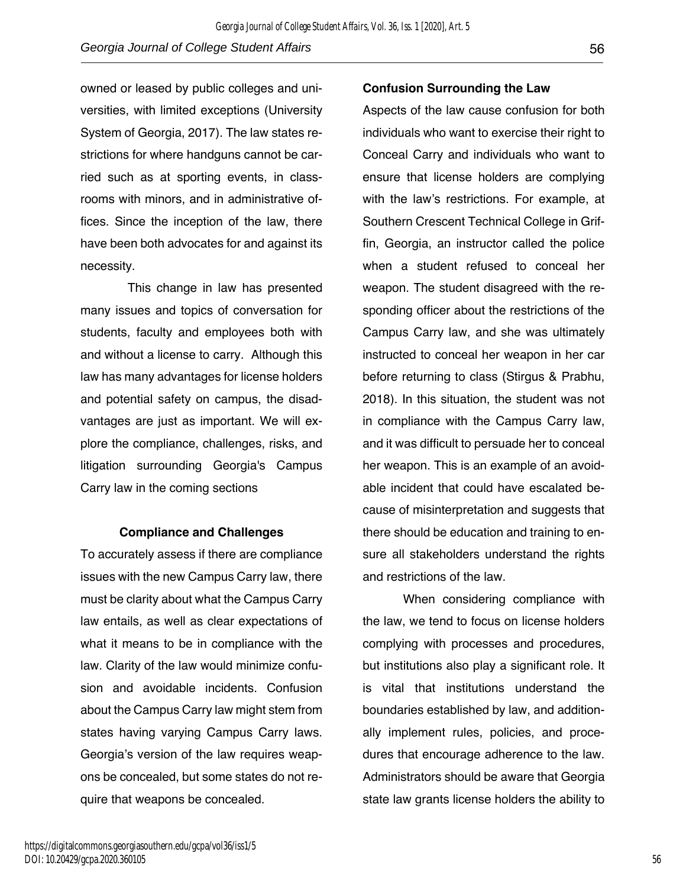owned or leased by public colleges and universities, with limited exceptions (University System of Georgia, 2017). The law states restrictions for where handguns cannot be carried such as at sporting events, in classrooms with minors, and in administrative offices. Since the inception of the law, there have been both advocates for and against its necessity.

This change in law has presented many issues and topics of conversation for students, faculty and employees both with and without a license to carry. Although this law has many advantages for license holders and potential safety on campus, the disadvantages are just as important. We will explore the compliance, challenges, risks, and litigation surrounding Georgia's Campus Carry law in the coming sections

## Compliance and Challenges

To accurately assess if there are compliance issues with the new Campus Carry law, there must be clarity about what the Campus Carry law entails, as well as clear expectations of what it means to be in compliance with the law. Clarity of the law would minimize confusion and avoidable incidents. Confusion about the Campus Carry law might stem from states having varying Campus Carry laws. Georgia's version of the law requires weapons be concealed, but some states do not require that weapons be concealed.

### Confusion Surrounding the Law

Aspects of the law cause confusion for both individuals who want to exercise their right to Conceal Carry and individuals who want to ensure that license holders are complying with the law's restrictions. For example, at Southern Crescent Technical College in Griffin, Georgia, an instructor called the police when a student refused to conceal her weapon. The student disagreed with the responding officer about the restrictions of the Campus Carry law, and she was ultimately instructed to conceal her weapon in her car before returning to class (Stirgus & Prabhu, 2018). In this situation, the student was not in compliance with the Campus Carry law, and it was difficult to persuade her to conceal her weapon. This is an example of an avoidable incident that could have escalated because of misinterpretation and suggests that there should be education and training to ensure all stakeholders understand the rights and restrictions of the law.

When considering compliance with the law, we tend to focus on license holders complying with processes and procedures, but institutions also play a significant role. It is vital that institutions understand the boundaries established by law, and additionally implement rules, policies, and procedures that encourage adherence to the law. Administrators should be aware that Georgia state law grants license holders the ability to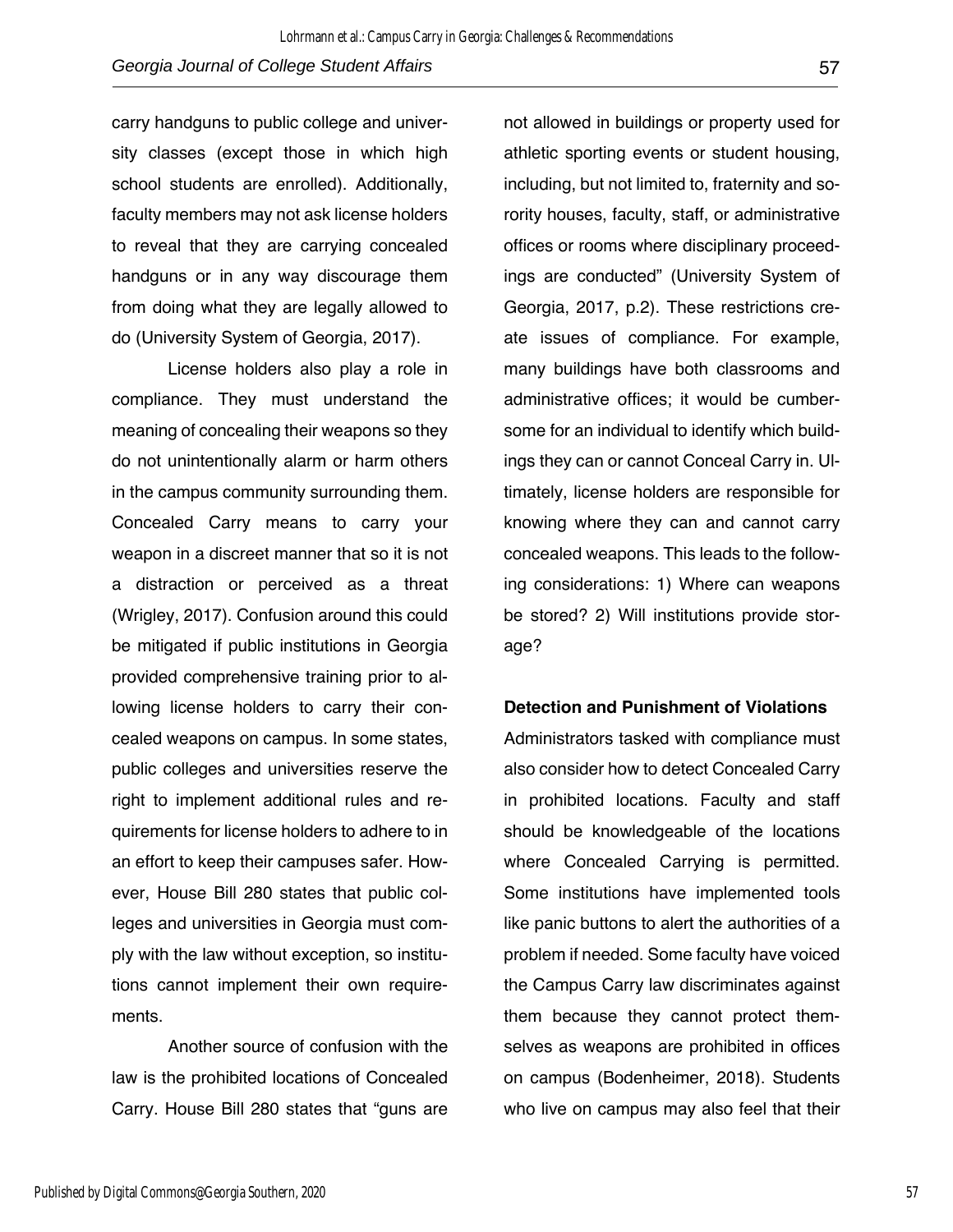carry handguns to public college and university classes (except those in which high school students are enrolled). Additionally, faculty members may not ask license holders to reveal that they are carrying concealed handguns or in any way discourage them from doing what they are legally allowed to do (University System of Georgia, 2017).

License holders also play a role in compliance. They must understand the meaning of concealing their weapons so they do not unintentionally alarm or harm others in the campus community surrounding them. Concealed Carry means to carry your weapon in a discreet manner that so it is not a distraction or perceived as a threat (Wrigley, 2017). Confusion around this could be mitigated if public institutions in Georgia provided comprehensive training prior to allowing license holders to carry their concealed weapons on campus. In some states, public colleges and universities reserve the right to implement additional rules and requirements for license holders to adhere to in an effort to keep their campuses safer. However, House Bill 280 states that public colleges and universities in Georgia must comply with the law without exception, so institutions cannot implement their own requirements.

Another source of confusion with the law is the prohibited locations of Concealed Carry. House Bill 280 states that "guns are not allowed in buildings or property used for athletic sporting events or student housing, including, but not limited to, fraternity and sorority houses, faculty, staff, or administrative offices or rooms where disciplinary proceedings are conducted" (University System of Georgia, 2017, p.2). These restrictions create issues of compliance. For example, many buildings have both classrooms and administrative offices; it would be cumbersome for an individual to identify which buildings they can or cannot Conceal Carry in. Ultimately, license holders are responsible for knowing where they can and cannot carry concealed weapons. This leads to the following considerations: 1) Where can weapons be stored? 2) Will institutions provide storage?

**Detection and Punishment of Violations**

Administrators tasked with compliance must also consider how to detect Concealed Carry in prohibited locations. Faculty and staff should be knowledgeable of the locations where Concealed Carrying is permitted. Some institutions have implemented tools like panic buttons to alert the authorities of a problem if needed. Some faculty have voiced the Campus Carry law discriminates against them because they cannot protect themselves as weapons are prohibited in offices on campus (Bodenheimer, 2018). Students who live on campus may also feel that their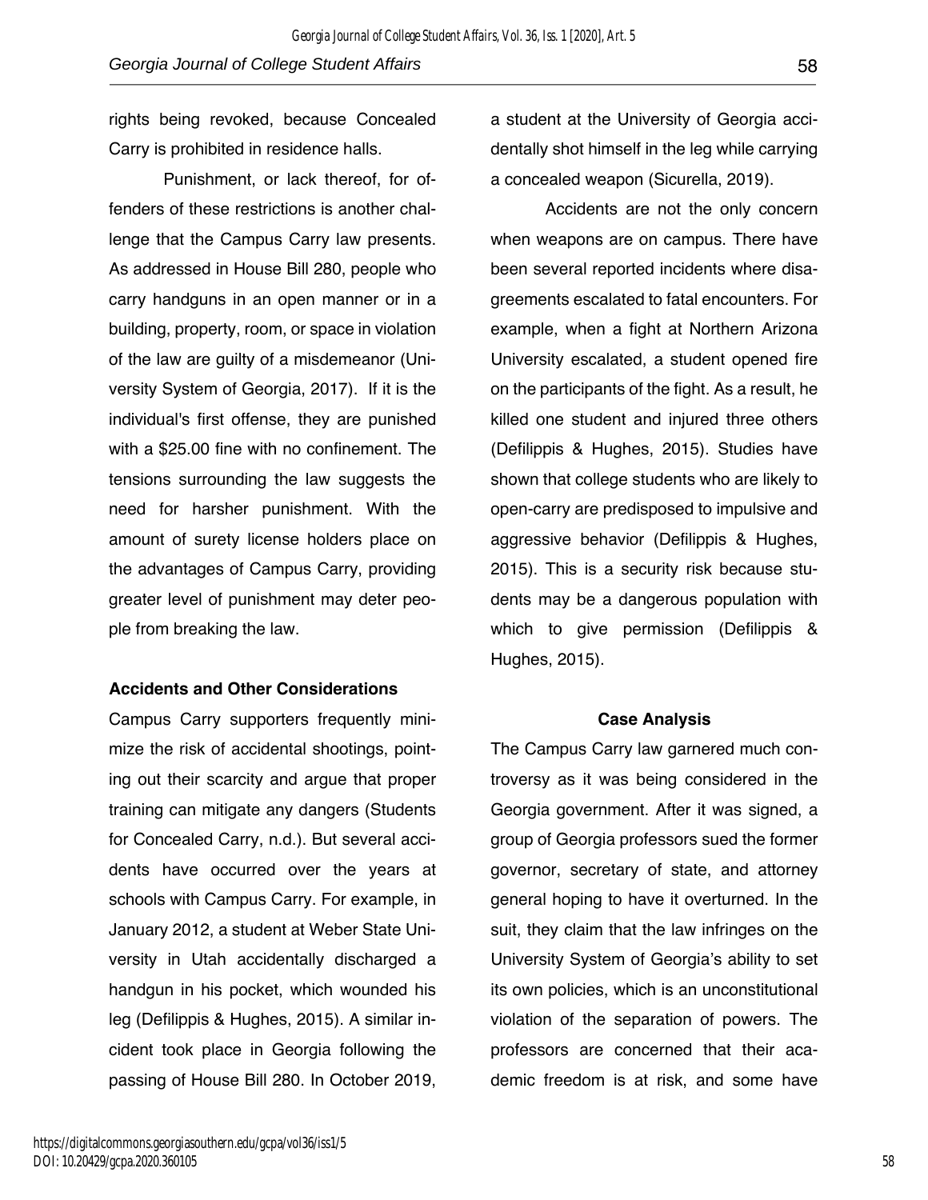rights being revoked, because Concealed Carry is prohibited in residence halls.

Punishment, or lack thereof, for offenders of these restrictions is another challenge that the Campus Carry law presents. As addressed in House Bill 280, people who carry handguns in an open manner or in a building, property, room, or space in violation of the law are guilty of a misdemeanor (University System of Georgia, 2017). If it is the individual's first offense, they are punished with a $25.00 fine with no confinement. The tensions surrounding the law suggests the need for harsher punishment. With the amount of surety license holders place on the advantages of Campus Carry, providing greater level of punishment may deter people from breaking the law.

### Accidents and Other Considerations

Campus Carry supporters frequently minimize the risk of accidental shootings, pointing out their scarcity and argue that proper training can mitigate any dangers (Students for Concealed Carry, n.d.). But several accidents have occurred over the years at schools with Campus Carry. For example, in January 2012, a student at Weber State University in Utah accidentally discharged a handgun in his pocket, which wounded his leg (Defilippis & Hughes, 2015). A similar incident took place in Georgia following the passing of House Bill 280. In October 2019, a student at the University of Georgia accidentally shot himself in the leg while carrying a concealed weapon (Sicurella, 2019).

Accidents are not the only concern when weapons are on campus. There have been several reported incidents where disagreements escalated to fatal encounters. For example, when a fight at Northern Arizona University escalated, a student opened fire on the participants of the fight. As a result, he killed one student and injured three others (Defilippis & Hughes, 2015). Studies have shown that college students who are likely to open-carry are predisposed to impulsive and aggressive behavior (Defilippis & Hughes, 2015). This is a security risk because students may be a dangerous population with which to give permission (Defilippis & Hughes, 2015).

## Case Analysis

The Campus Carry law garnered much controversy as it was being considered in the Georgia government. After it was signed, a group of Georgia professors sued the former governor, secretary of state, and attorney general hoping to have it overturned. In the suit, they claim that the law infringes on the University System of Georgia's ability to set its own policies, which is an unconstitutional violation of the separation of powers. The professors are concerned that their academic freedom is at risk, and some have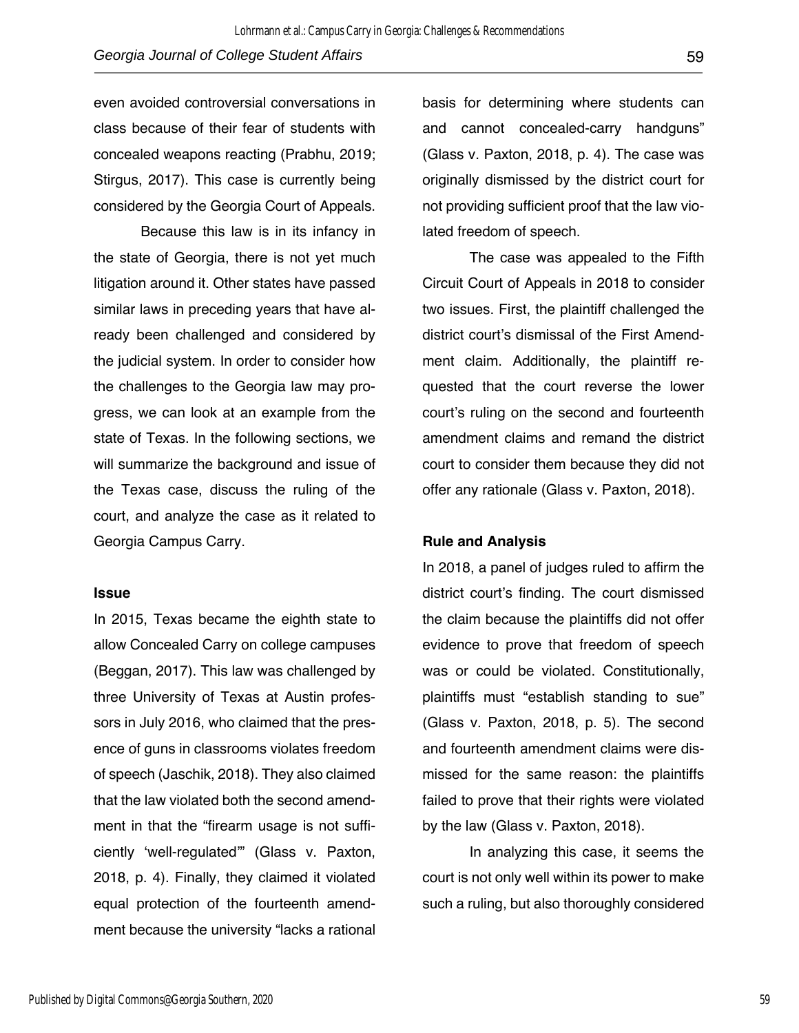even avoided controversial conversations in class because of their fear of students with concealed weapons reacting (Prabhu, 2019; Stirgus, 2017). This case is currently being considered by the Georgia Court of Appeals.

Because this law is in its infancy in the state of Georgia, there is not yet much litigation around it. Other states have passed similar laws in preceding years that have already been challenged and considered by the judicial system. In order to consider how the challenges to the Georgia law may progress, we can look at an example from the state of Texas. In the following sections, we will summarize the background and issue of the Texas case, discuss the ruling of the court, and analyze the case as it related to Georgia Campus Carry.

**Issue**

In 2015, Texas became the eighth state to allow Concealed Carry on college campuses (Beggan, 2017). This law was challenged by three University of Texas at Austin professors in July 2016, who claimed that the presence of guns in classrooms violates freedom of speech (Jaschik, 2018). They also claimed that the law violated both the second amendment in that the "firearm usage is not sufficiently 'well-regulated'" (Glass v. Paxton, 2018, p. 4). Finally, they claimed it violated equal protection of the fourteenth amendment because the university "lacks a rational basis for determining where students can and cannot concealed-carry handguns" (Glass v. Paxton, 2018, p. 4). The case was originally dismissed by the district court for not providing sufficient proof that the law violated freedom of speech.

The case was appealed to the Fifth Circuit Court of Appeals in 2018 to consider two issues. First, the plaintiff challenged the district court's dismissal of the First Amendment claim. Additionally, the plaintiff requested that the court reverse the lower court's ruling on the second and fourteenth amendment claims and remand the district court to consider them because they did not offer any rationale (Glass v. Paxton, 2018).

**Rule and Analysis**

In 2018, a panel of judges ruled to affirm the district court's finding. The court dismissed the claim because the plaintiffs did not offer evidence to prove that freedom of speech was or could be violated. Constitutionally, plaintiffs must "establish standing to sue" (Glass v. Paxton, 2018, p. 5). The second and fourteenth amendment claims were dismissed for the same reason: the plaintiffs failed to prove that their rights were violated by the law (Glass v. Paxton, 2018).

In analyzing this case, it seems the court is not only well within its power to make such a ruling, but also thoroughly considered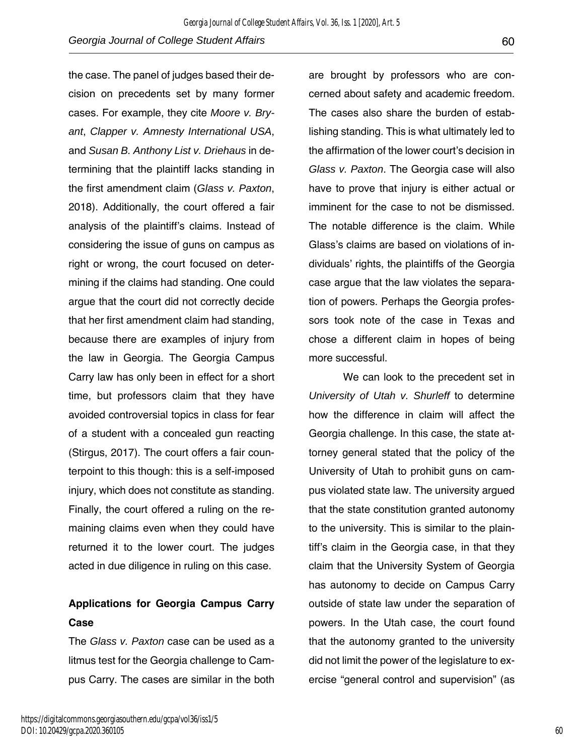the case. The panel of judges based their decision on precedents set by many former cases. For example, they cite *Moore v. Bryant*, *Clapper v. Amnesty International USA*, and *Susan B. Anthony List v. Driehaus* in determining that the plaintiff lacks standing in the first amendment claim (*Glass v. Paxton*, 2018). Additionally, the court offered a fair analysis of the plaintiff's claims. Instead of considering the issue of guns on campus as right or wrong, the court focused on determining if the claims had standing. One could argue that the court did not correctly decide that her first amendment claim had standing, because there are examples of injury from the law in Georgia. The Georgia Campus Carry law has only been in effect for a short time, but professors claim that they have avoided controversial topics in class for fear of a student with a concealed gun reacting (Stirgus, 2017). The court offers a fair counterpoint to this though: this is a self-imposed injury, which does not constitute as standing. Finally, the court offered a ruling on the remaining claims even when they could have returned it to the lower court. The judges acted in due diligence in ruling on this case.

### Applications for Georgia Campus Carry Case

The *Glass v. Paxton* case can be used as a litmus test for the Georgia challenge to Campus Carry. The cases are similar in the both are brought by professors who are concerned about safety and academic freedom. The cases also share the burden of establishing standing. This is what ultimately led to the affirmation of the lower court's decision in *Glass v. Paxton*. The Georgia case will also have to prove that injury is either actual or imminent for the case to not be dismissed. The notable difference is the claim. While Glass's claims are based on violations of individuals' rights, the plaintiffs of the Georgia case argue that the law violates the separation of powers. Perhaps the Georgia professors took note of the case in Texas and chose a different claim in hopes of being more successful.

We can look to the precedent set in *University of Utah v. Shurleff* to determine how the difference in claim will affect the Georgia challenge. In this case, the state attorney general stated that the policy of the University of Utah to prohibit guns on campus violated state law. The university argued that the state constitution granted autonomy to the university. This is similar to the plaintiff's claim in the Georgia case, in that they claim that the University System of Georgia has autonomy to decide on Campus Carry outside of state law under the separation of powers. In the Utah case, the court found that the autonomy granted to the university did not limit the power of the legislature to exercise "general control and supervision" (as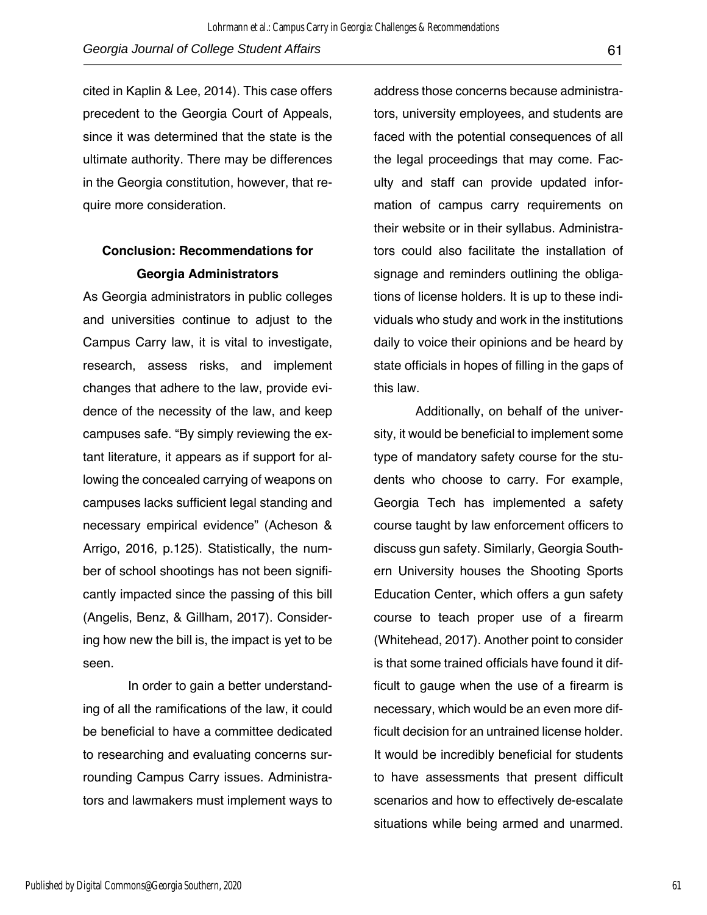cited in Kaplin & Lee, 2014). This case offers precedent to the Georgia Court of Appeals, since it was determined that the state is the ultimate authority. There may be differences in the Georgia constitution, however, that require more consideration.

## Conclusion: Recommendations for Georgia Administrators

As Georgia administrators in public colleges and universities continue to adjust to the Campus Carry law, it is vital to investigate, research, assess risks, and implement changes that adhere to the law, provide evidence of the necessity of the law, and keep campuses safe. "By simply reviewing the extant literature, it appears as if support for allowing the concealed carrying of weapons on campuses lacks sufficient legal standing and necessary empirical evidence" (Acheson & Arrigo, 2016, p.125). Statistically, the number of school shootings has not been significantly impacted since the passing of this bill (Angelis, Benz, & Gillham, 2017). Considering how new the bill is, the impact is yet to be seen.

In order to gain a better understanding of all the ramifications of the law, it could be beneficial to have a committee dedicated to researching and evaluating concerns surrounding Campus Carry issues. Administrators and lawmakers must implement ways to address those concerns because administrators, university employees, and students are faced with the potential consequences of all the legal proceedings that may come. Faculty and staff can provide updated information of campus carry requirements on their website or in their syllabus. Administrators could also facilitate the installation of signage and reminders outlining the obligations of license holders. It is up to these individuals who study and work in the institutions daily to voice their opinions and be heard by state officials in hopes of filling in the gaps of this law.

Additionally, on behalf of the university, it would be beneficial to implement some type of mandatory safety course for the students who choose to carry. For example, Georgia Tech has implemented a safety course taught by law enforcement officers to discuss gun safety. Similarly, Georgia Southern University houses the Shooting Sports Education Center, which offers a gun safety course to teach proper use of a firearm (Whitehead, 2017). Another point to consider is that some trained officials have found it difficult to gauge when the use of a firearm is necessary, which would be an even more difficult decision for an untrained license holder. It would be incredibly beneficial for students to have assessments that present difficult scenarios and how to effectively de-escalate situations while being armed and unarmed.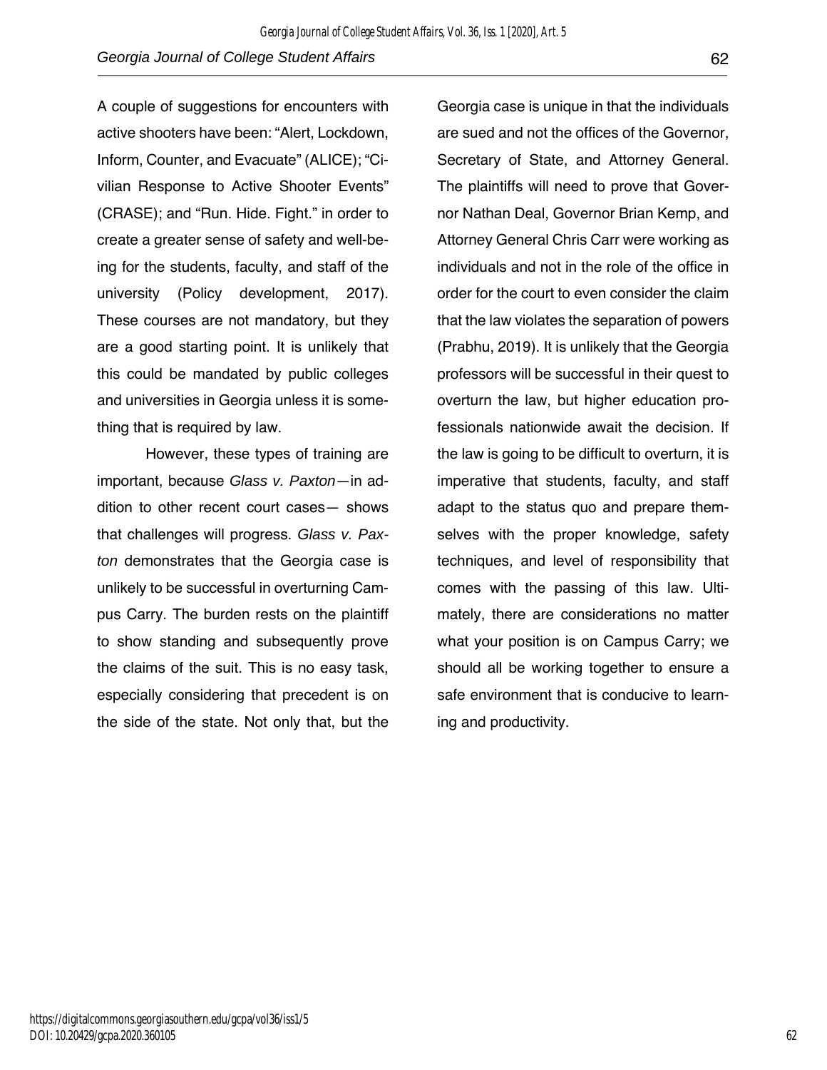A couple of suggestions for encounters with active shooters have been: “Alert, Lockdown, Inform, Counter, and Evacuate” (ALICE); “Civilian Response to Active Shooter Events” (CRASE); and “Run. Hide. Fight.” in order to create a greater sense of safety and well-being for the students, faculty, and staff of the university (Policy development, 2017). These courses are not mandatory, but they are a good starting point. It is unlikely that this could be mandated by public colleges and universities in Georgia unless it is something that is required by law.

However, these types of training are important, because *Glass v. Paxton*—in addition to other recent court cases— shows that challenges will progress. *Glass v. Paxton* demonstrates that the Georgia case is unlikely to be successful in overturning Campus Carry. The burden rests on the plaintiff to show standing and subsequently prove the claims of the suit. This is no easy task, especially considering that precedent is on the side of the state. Not only that, but the Georgia case is unique in that the individuals are sued and not the offices of the Governor, Secretary of State, and Attorney General. The plaintiffs will need to prove that Governor Nathan Deal, Governor Brian Kemp, and Attorney General Chris Carr were working as individuals and not in the role of the office in order for the court to even consider the claim that the law violates the separation of powers (Prabhu, 2019). It is unlikely that the Georgia professors will be successful in their quest to overturn the law, but higher education professionals nationwide await the decision. If the law is going to be difficult to overturn, it is imperative that students, faculty, and staff adapt to the status quo and prepare themselves with the proper knowledge, safety techniques, and level of responsibility that comes with the passing of this law. Ultimately, there are considerations no matter what your position is on Campus Carry; we should all be working together to ensure a safe environment that is conducive to learning and productivity.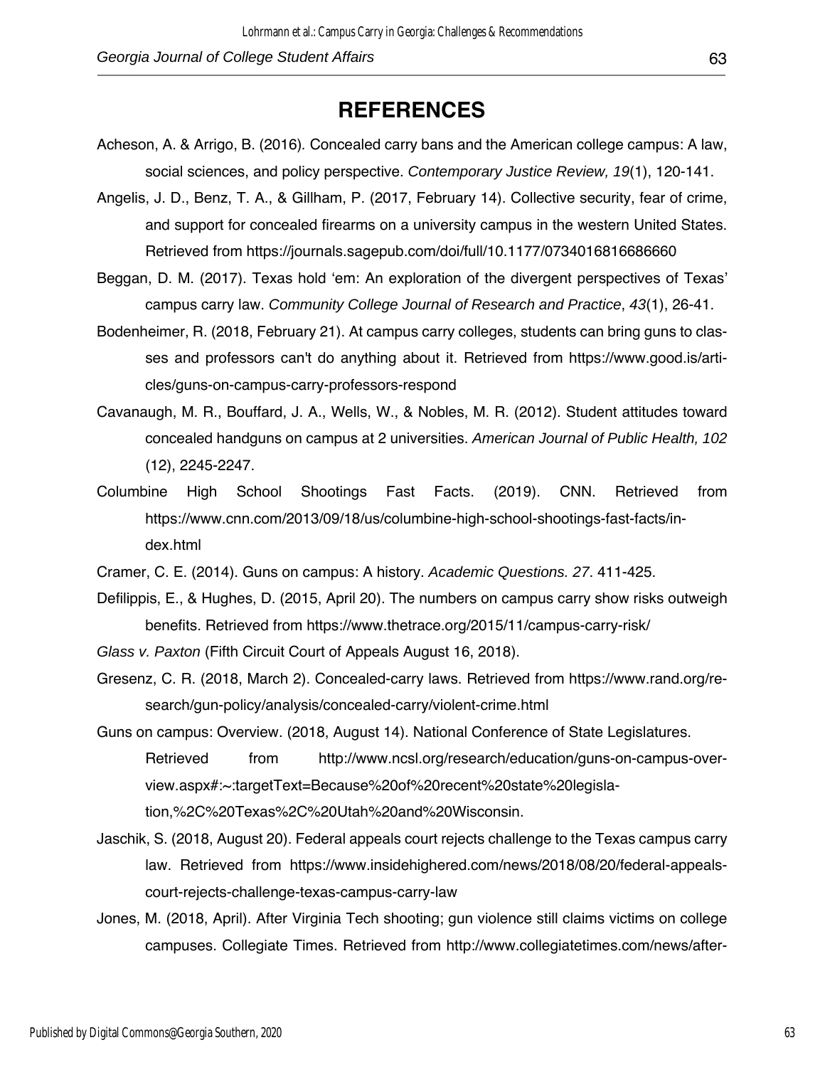# REFERENCES

Acheson, A. & Arrigo, B. (2016). Concealed carry bans and the American college campus: A law, social sciences, and policy perspective. *Contemporary Justice Review, 19*(1), 120-141.

Angelis, J. D., Benz, T. A., & Gillham, P. (2017, February 14). Collective security, fear of crime, and support for concealed firearms on a university campus in the western United States. Retrieved from https://journals.sagepub.com/doi/full/10.1177/0734016816686660

Beggan, D. M. (2017). Texas hold 'em: An exploration of the divergent perspectives of Texas' campus carry law. *Community College Journal of Research and Practice*, *43*(1), 26-41.

Bodenheimer, R. (2018, February 21). At campus carry colleges, students can bring guns to classes and professors can't do anything about it. Retrieved from https://www.good.is/articles/guns-on-campus-carry-professors-respond

Cavanaugh, M. R., Bouffard, J. A., Wells, W., & Nobles, M. R. (2012). Student attitudes toward concealed handguns on campus at 2 universities. *American Journal of Public Health, 102* (12), 2245-2247.

Columbine High School Shootings Fast Facts. (2019). CNN. Retrieved from https://www.cnn.com/2013/09/18/us/columbine-high-school-shootings-fast-facts/index.html

Cramer, C. E. (2014). Guns on campus: A history. *Academic Questions. 27*. 411-425.

Defilippis, E., & Hughes, D. (2015, April 20). The numbers on campus carry show risks outweigh benefits. Retrieved from https://www.thetrace.org/2015/11/campus-carry-risk/

*Glass v. Paxton* (Fifth Circuit Court of Appeals August 16, 2018).

Gresenz, C. R. (2018, March 2). Concealed-carry laws. Retrieved from https://www.rand.org/research/gun-policy/analysis/concealed-carry/violent-crime.html

Guns on campus: Overview. (2018, August 14). National Conference of State Legislatures. Retrieved from http://www.ncsl.org/research/education/guns-on-campus-overview.aspx#:~:targetText=Because%20of%20recent%20state%20legislation,%2C%20Texas%2C%20Utah%20and%20Wisconsin.

Jaschik, S. (2018, August 20). Federal appeals court rejects challenge to the Texas campus carry law. Retrieved from https://www.insidehighered.com/news/2018/08/20/federal-appeals-court-rejects-challenge-texas-campus-carry-law

Jones, M. (2018, April). After Virginia Tech shooting; gun violence still claims victims on college campuses. Collegiate Times. Retrieved from http://www.collegiatetimes.com/news/after-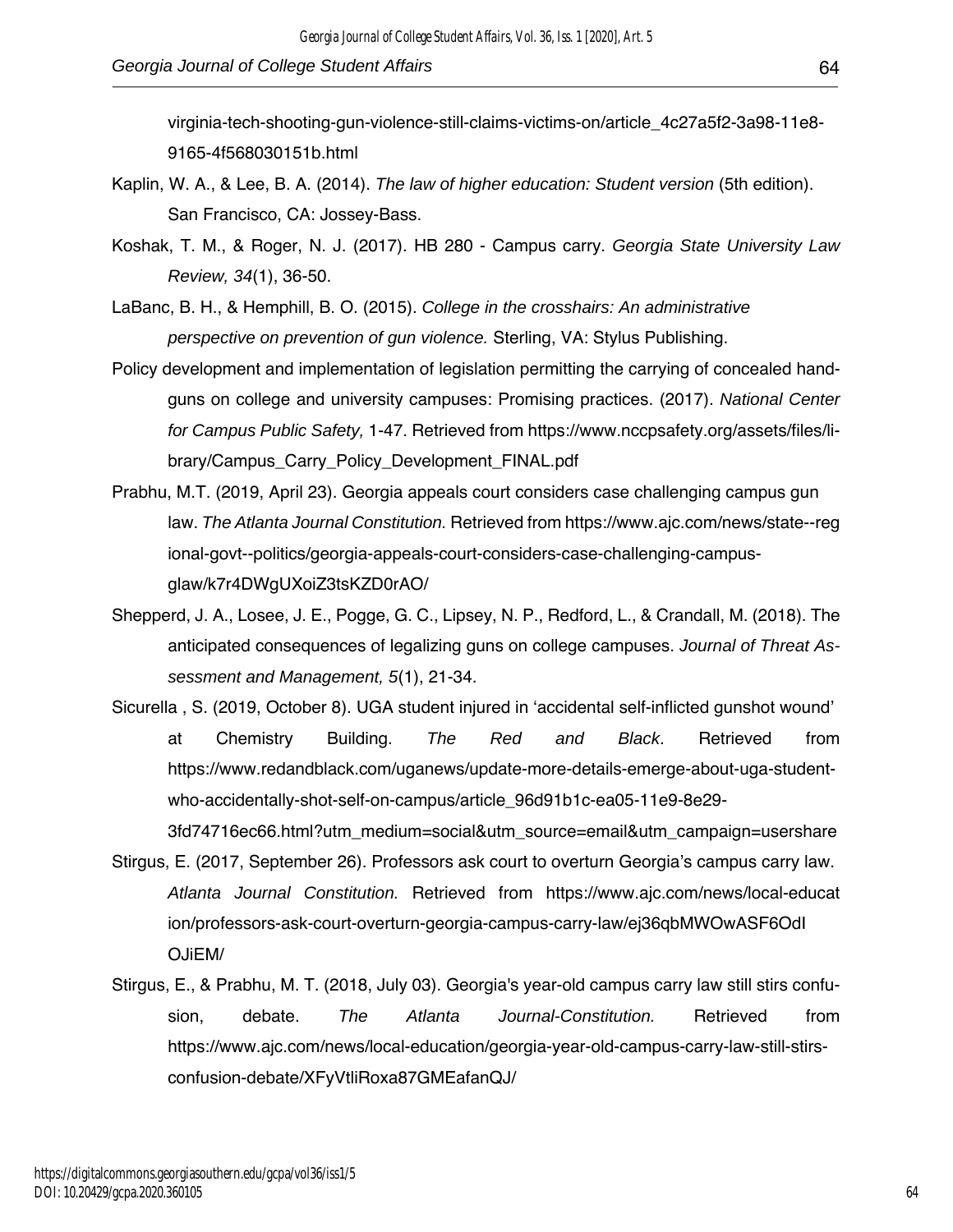virginia-tech-shooting-gun-violence-still-claims-victims-on/article_4c27a5f2-3a98-11e8-9165-4f568030151b.html

Kaplin, W. A., & Lee, B. A. (2014). *The law of higher education: Student version* (5th edition). San Francisco, CA: Jossey-Bass.

Koshak, T. M., & Roger, N. J. (2017). HB 280 - Campus carry. *Georgia State University Law Review, 34*(1), 36-50.

LaBanc, B. H., & Hemphill, B. O. (2015). *College in the crosshairs: An administrative perspective on prevention of gun violence.* Sterling, VA: Stylus Publishing.

Policy development and implementation of legislation permitting the carrying of concealed handguns on college and university campuses: Promising practices. (2017). *National Center for Campus Public Safety,* 1-47. Retrieved from https://www.nccpsafety.org/assets/files/library/Campus_Carry_Policy_Development_FINAL.pdf

Prabhu, M.T. (2019, April 23). Georgia appeals court considers case challenging campus gun law. *The Atlanta Journal Constitution.* Retrieved from https://www.ajc.com/news/state--regional-govt--politics/georgia-appeals-court-considers-case-challenging-campus-glaw/k7r4DWgUXoiZ3tsKZD0rAO/

Shepperd, J. A., Losee, J. E., Pogge, G. C., Lipsey, N. P., Redford, L., & Crandall, M. (2018). The anticipated consequences of legalizing guns on college campuses. *Journal of Threat Assessment and Management, 5*(1), 21-34.

Sicurella , S. (2019, October 8). UGA student injured in 'accidental self-inflicted gunshot wound' at Chemistry Building. *The Red and Black*. Retrieved from https://www.redandblack.com/uganews/update-more-details-emerge-about-uga-student-who-accidentally-shot-self-on-campus/article_96d91b1c-ea05-11e9-8e29-3fd74716ec66.html?utm_medium=social&utm_source=email&utm_campaign=usershare

Stirgus, E. (2017, September 26). Professors ask court to overturn Georgia's campus carry law. *Atlanta Journal Constitution.* Retrieved from https://www.ajc.com/news/local-education/professors-ask-court-overturn-georgia-campus-carry-law/ej36qbMWOwASF6OdIOJiEM/

Stirgus, E., & Prabhu, M. T. (2018, July 03). Georgia's year-old campus carry law still stirs confusion, debate. *The Atlanta Journal-Constitution.* Retrieved from https://www.ajc.com/news/local-education/georgia-year-old-campus-carry-law-still-stirs-confusion-debate/XFyVtliRoxa87GMEafanQJ/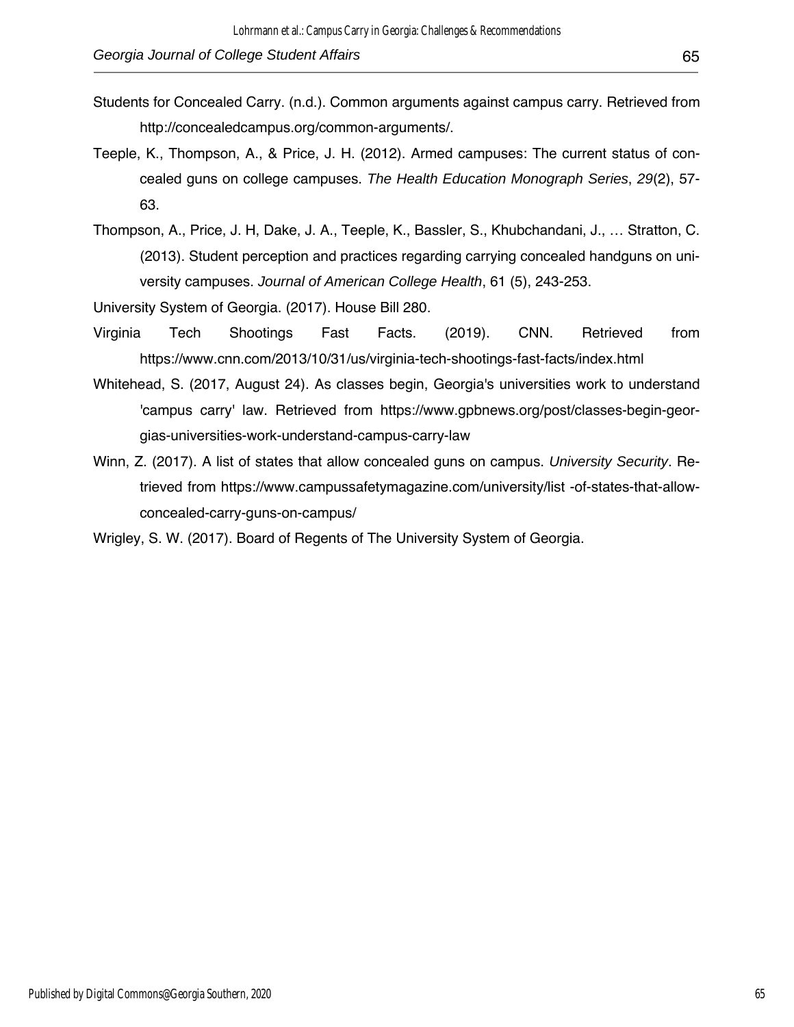Students for Concealed Carry. (n.d.). Common arguments against campus carry. Retrieved from http://concealedcampus.org/common-arguments/.

Teeple, K., Thompson, A., & Price, J. H. (2012). Armed campuses: The current status of concealed guns on college campuses. *The Health Education Monograph Series*, *29*(2), 57-63.

Thompson, A., Price, J. H, Dake, J. A., Teeple, K., Bassler, S., Khubchandani, J., … Stratton, C. (2013). Student perception and practices regarding carrying concealed handguns on university campuses. *Journal of American College Health*, 61 (5), 243-253.

University System of Georgia. (2017). House Bill 280.

Virginia Tech Shootings Fast Facts. (2019). CNN. Retrieved from https://www.cnn.com/2013/10/31/us/virginia-tech-shootings-fast-facts/index.html

Whitehead, S. (2017, August 24). As classes begin, Georgia's universities work to understand 'campus carry' law. Retrieved from https://www.gpbnews.org/post/classes-begin-georgias-universities-work-understand-campus-carry-law

Winn, Z. (2017). A list of states that allow concealed guns on campus. *University Security*. Retrieved from https://www.campussafetymagazine.com/university/list -of-states-that-allow-concealed-carry-guns-on-campus/

Wrigley, S. W. (2017). Board of Regents of The University System of Georgia.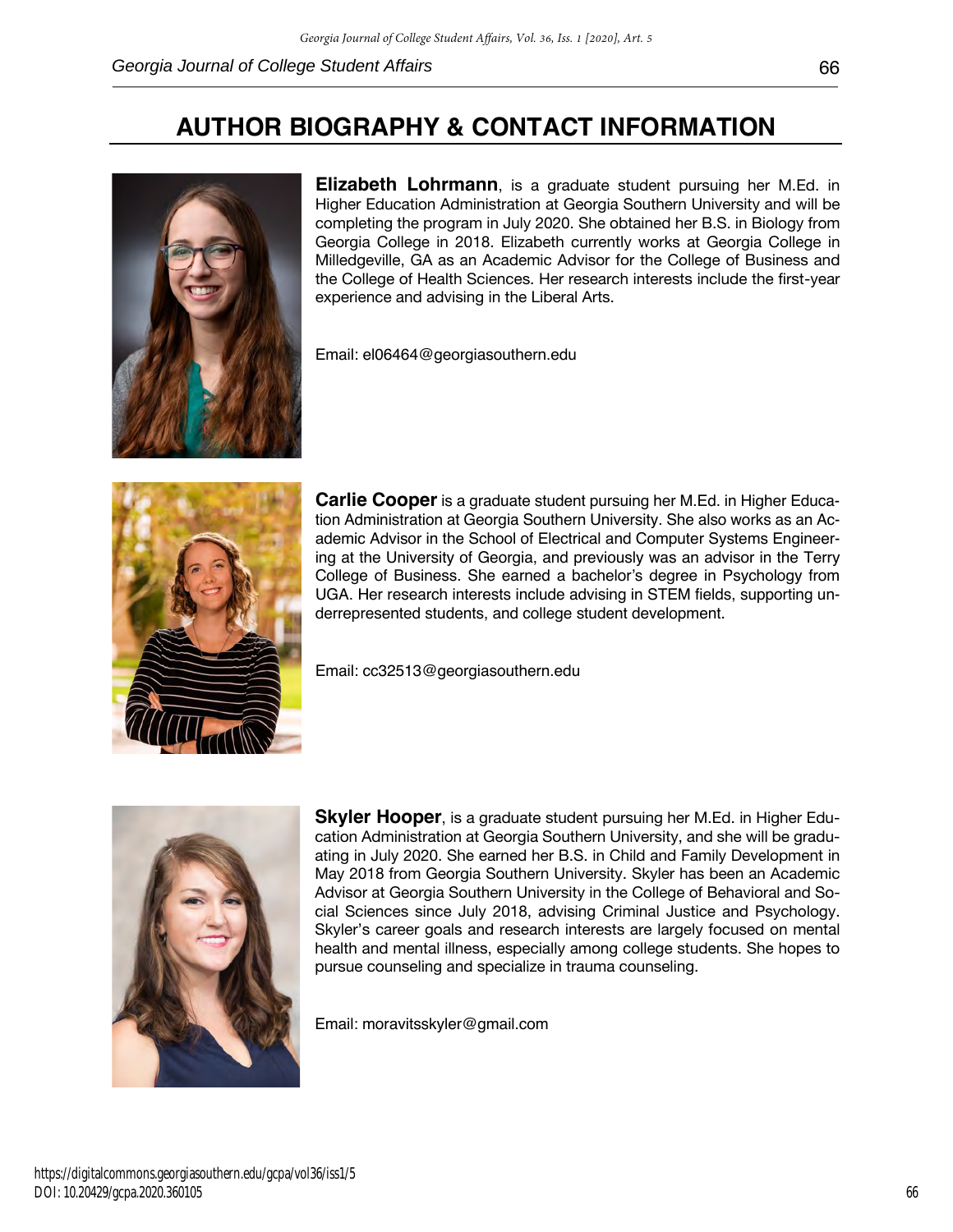# AUTHOR BIOGRAPHY & CONTACT INFORMATION

**Elizabeth Lohrmann**, is a graduate student pursuing her M.Ed. in Higher Education Administration at Georgia Southern University and will be completing the program in July 2020. She obtained her B.S. in Biology from Georgia College in 2018. Elizabeth currently works at Georgia College in Milledgeville, GA as an Academic Advisor for the College of Business and the College of Health Sciences. Her research interests include the first-year experience and advising in the Liberal Arts.

Email: el06464@georgiasouthern.edu

**Carlie Cooper** is a graduate student pursuing her M.Ed. in Higher Education Administration at Georgia Southern University. She also works as an Academic Advisor in the School of Electrical and Computer Systems Engineering at the University of Georgia, and previously was an advisor in the Terry College of Business. She earned a bachelor's degree in Psychology from UGA. Her research interests include advising in STEM fields, supporting underrepresented students, and college student development.

Email: cc32513@georgiasouthern.edu

**Skyler Hooper**, is a graduate student pursuing her M.Ed. in Higher Education Administration at Georgia Southern University, and she will be graduating in July 2020. She earned her B.S. in Child and Family Development in May 2018 from Georgia Southern University. Skyler has been an Academic Advisor at Georgia Southern University in the College of Behavioral and Social Sciences since July 2018, advising Criminal Justice and Psychology. Skyler's career goals and research interests are largely focused on mental health and mental illness, especially among college students. She hopes to pursue counseling and specialize in trauma counseling.

Email: moravitsskyler@gmail.com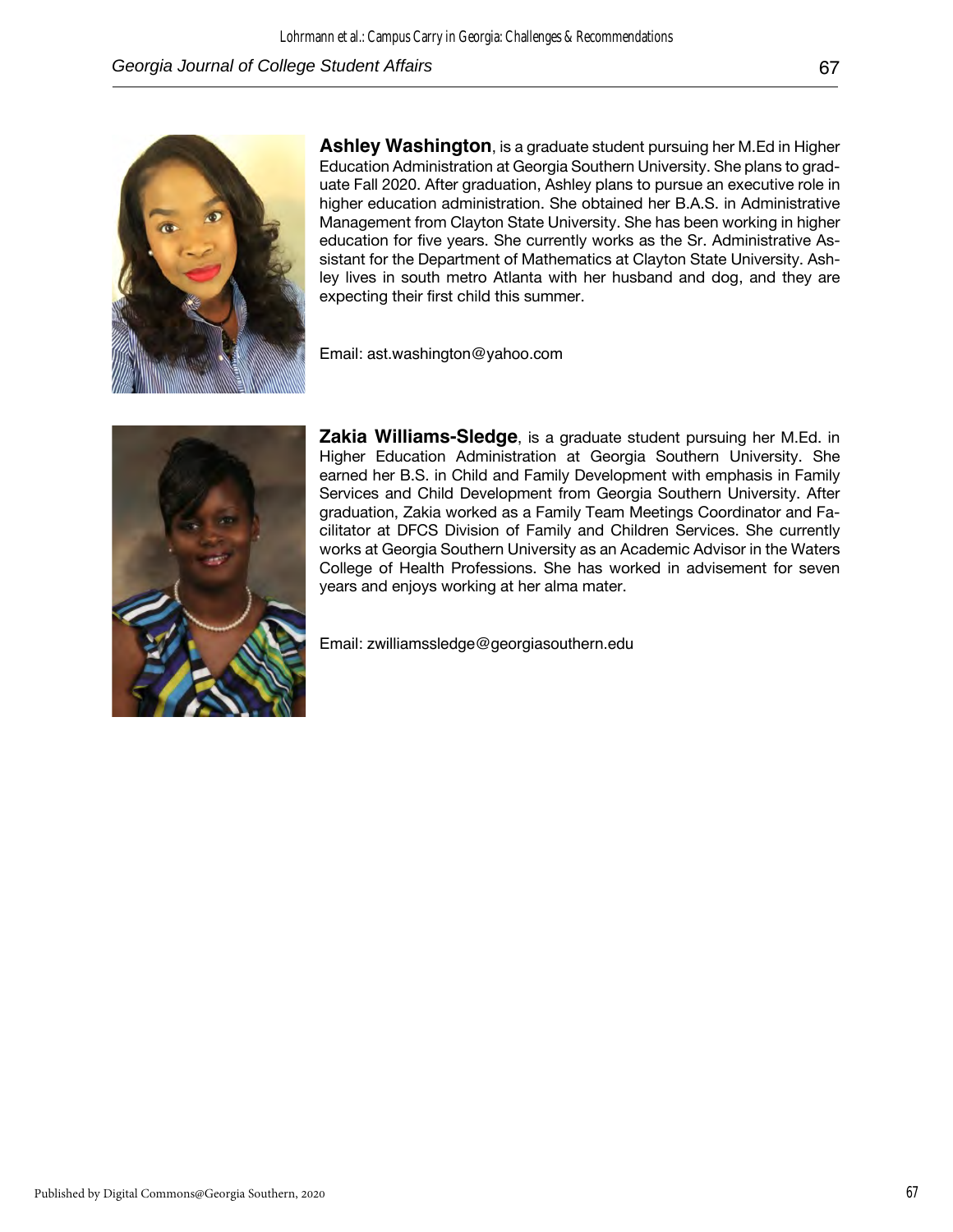**Ashley Washington**, is a graduate student pursuing her M.Ed in Higher Education Administration at Georgia Southern University. She plans to graduate Fall 2020. After graduation, Ashley plans to pursue an executive role in higher education administration. She obtained her B.A.S. in Administrative Management from Clayton State University. She has been working in higher education for five years. She currently works as the Sr. Administrative Assistant for the Department of Mathematics at Clayton State University. Ashley lives in south metro Atlanta with her husband and dog, and they are expecting their first child this summer.

Email: ast.washington@yahoo.com

**Zakia Williams-Sledge**, is a graduate student pursuing her M.Ed. in Higher Education Administration at Georgia Southern University. She earned her B.S. in Child and Family Development with emphasis in Family Services and Child Development from Georgia Southern University. After graduation, Zakia worked as a Family Team Meetings Coordinator and Facilitator at DFCS Division of Family and Children Services. She currently works at Georgia Southern University as an Academic Advisor in the Waters College of Health Professions. She has worked in advisement for seven years and enjoys working at her alma mater.

Email: zwilliamssledge@georgiasouthern.edu